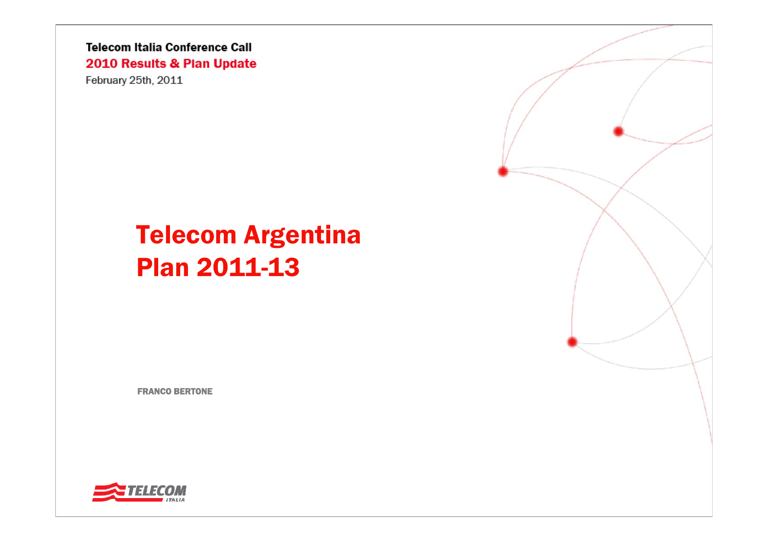Telecom Italia Conference Call

**2010 Results & Plan Update**

February 25th, 2011

# Telecom Argentina Plan 2011-13

FRANCO BERTONE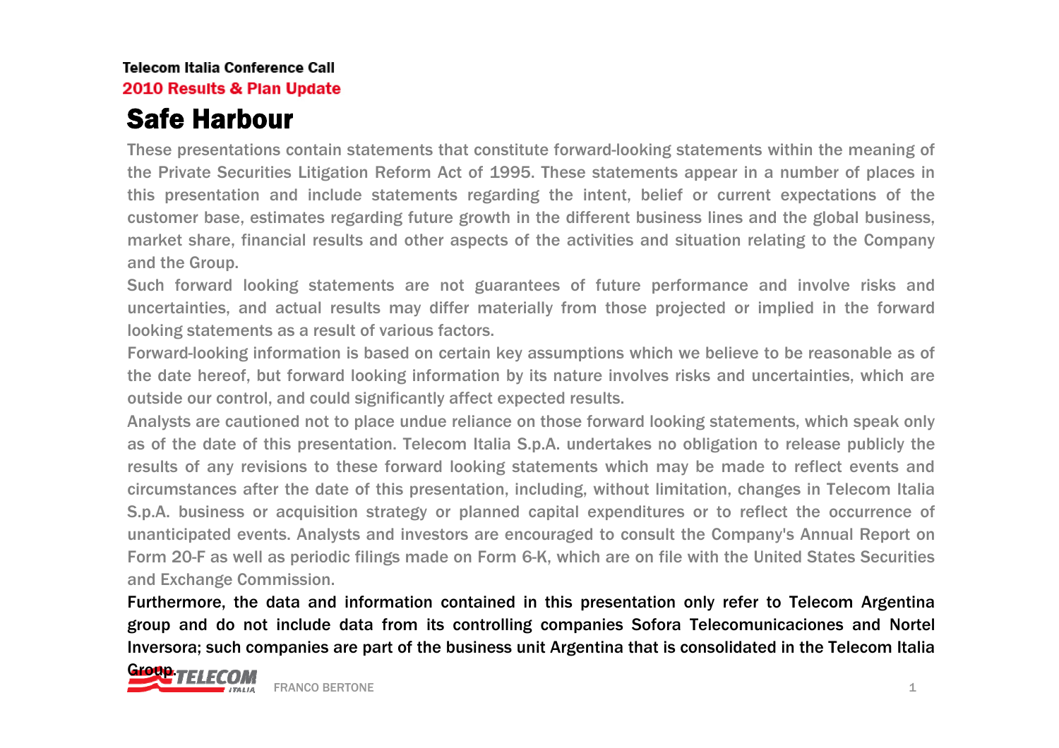Telecom Italia Conference Call
2010 Results & Plan Update

# Safe Harbour

These presentations contain statements that constitute forward-looking statements within the meaning of the Private Securities Litigation Reform Act of 1995. These statements appear in a number of places in this presentation and include statements regarding the intent, belief or current expectations of the customer base, estimates regarding future growth in the different business lines and the global business, market share, financial results and other aspects of the activities and situation relating to the Company and the Group.

Such forward looking statements are not guarantees of future performance and involve risks and uncertainties, and actual results may differ materially from those projected or implied in the forward looking statements as a result of various factors.

Forward-looking information is based on certain key assumptions which we believe to be reasonable as of the date hereof, but forward looking information by its nature involves risks and uncertainties, which are outside our control, and could significantly affect expected results.

Analysts are cautioned not to place undue reliance on those forward looking statements, which speak only as of the date of this presentation. Telecom Italia S.p.A. undertakes no obligation to release publicly the results of any revisions to these forward looking statements which may be made to reflect events and circumstances after the date of this presentation, including, without limitation, changes in Telecom Italia S.p.A. business or acquisition strategy or planned capital expenditures or to reflect the occurrence of unanticipated events. Analysts and investors are encouraged to consult the Company's Annual Report on Form 20-F as well as periodic filings made on Form 6-K, which are on file with the United States Securities and Exchange Commission.

Furthermore, the data and information contained in this presentation only refer to Telecom Argentina group and do not include data from its controlling companies Sofora Telecomunicaciones and Nortel Inversora; such companies are part of the business unit Argentina that is consolidated in the Telecom Italia Group.

FRANCO BERTONE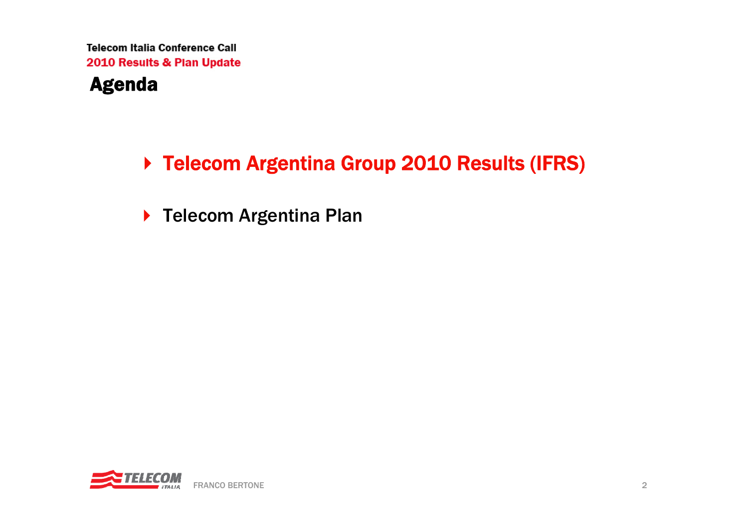# Agenda

- **Telecom Argentina Group 2010 Results (IFRS)**
- Telecom Argentina Plan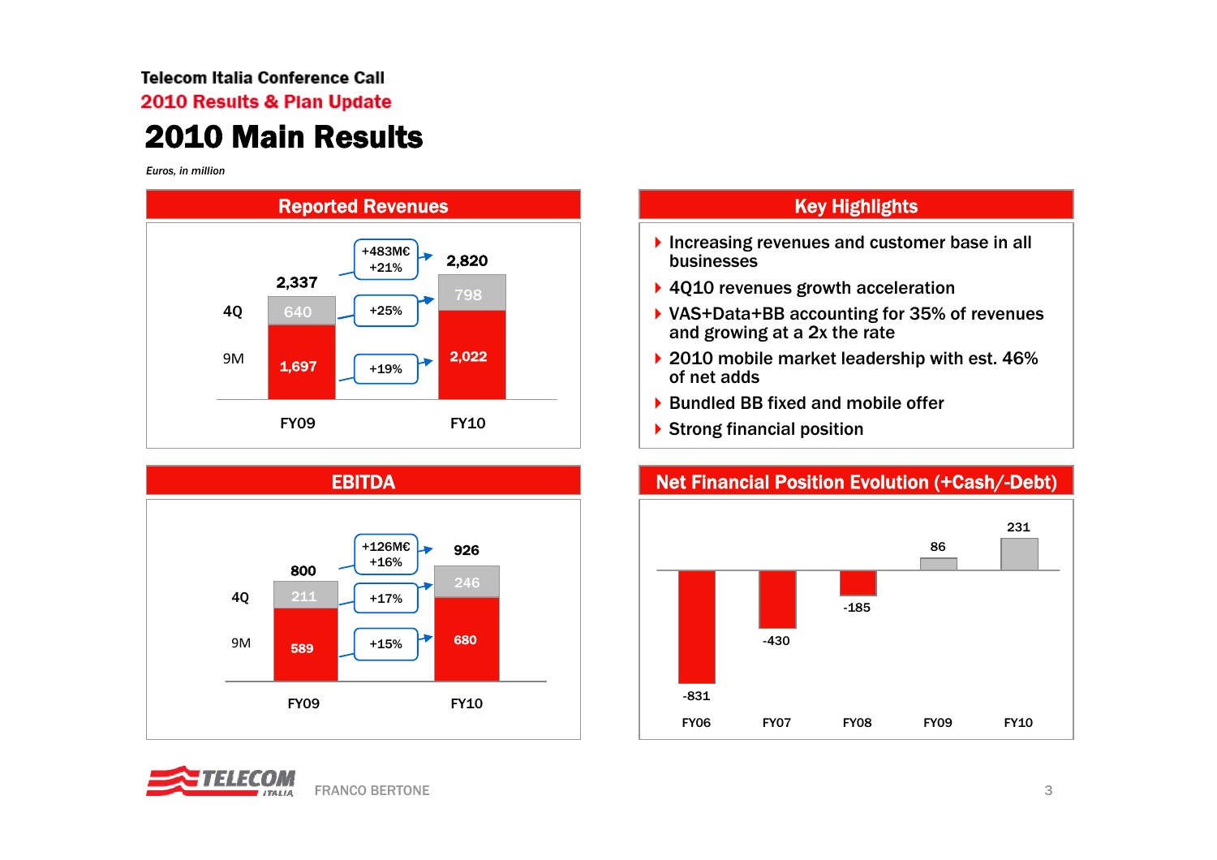Telecom Italia Conference Call

2010 Results & Plan Update

# 2010 Main Results

*Euros, in million*

## Reported Revenues

| | FY09 | Change | FY10 |
|---|---|---|---|
| 9M | 1,697 | +19% | 2,022 |
| 4Q | 640 | +25% | 798 |
| Total | 2,337 | +483M€ +21% | 2,820 |

## Key Highlights

- Increasing revenues and customer base in all businesses
- 4Q10 revenues growth acceleration
- VAS+Data+BB accounting for 35% of revenues and growing at a 2x the rate
- 2010 mobile market leadership with est. 46% of net adds
- Bundled BB fixed and mobile offer
- Strong financial position

## EBITDA

| | FY09 | Change | FY10 |
|---|---|---|---|
| 9M | 589 | +15% | 680 |
| 4Q | 211 | +17% | 246 |
| Total | 800 | +126M€ +16% | 926 |

## Net Financial Position Evolution (+Cash/-Debt)

| FY06 | FY07 | FY08 | FY09 | FY10 |
|---|---|---|---|---|
| -831 | -430 | -185 | 86 | 231 |

FRANCO BERTONE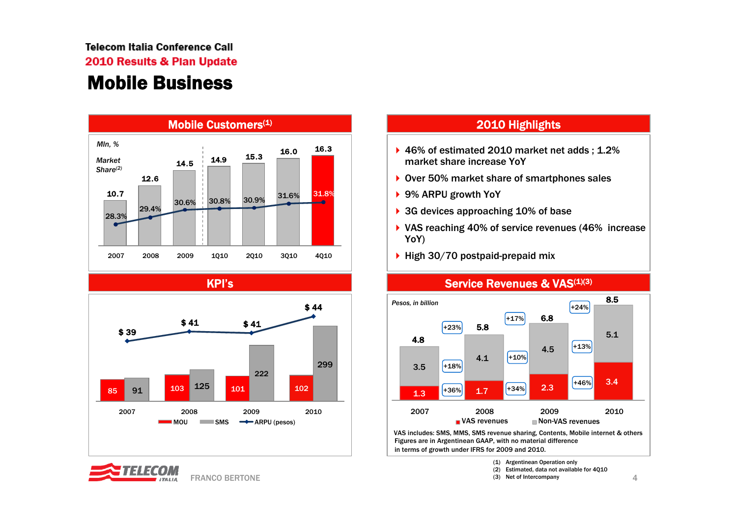# Mobile Business

## Mobile Customers(1)

*Mln, %*

| | 2007 | 2008 | 2009 | 1Q10 | 2Q10 | 3Q10 | 4Q10 |
|---|---|---|---|---|---|---|---|
| Customers | 10.7 | 12.6 | 14.5 | 14.9 | 15.3 | 16.0 | 16.3 |
| *Market Share(2)* | 28.3% | 29.4% | 30.6% | 30.8% | 30.9% | 31.6% | 31.8% |

## 2010 Highlights

- 46% of estimated 2010 market net adds ; 1.2% market share increase YoY
- Over 50% market share of smartphones sales
- 9% ARPU growth YoY
- 3G devices approaching 10% of base
- VAS reaching 40% of service revenues (46% increase YoY)
- High 30/70 postpaid-prepaid mix

## KPI's

| | 2007 | 2008 | 2009 | 2010 |
|---|---|---|---|---|
| MOU | 85 | 103 | 101 | 102 |
| SMS | 91 | 125 | 222 | 299 |
| ARPU (pesos) | $ 39 | $ 41 | $ 41 | $ 44 |

## Service Revenues & VAS(1)(3)

*Pesos, in billion*

| | 2007 | 2008 | 2009 | 2010 |
|---|---|---|---|---|
| VAS revenues | 1.3 | 1.7 (+36%) | 2.3 (+34%) | 3.4 (+46%) |
| Non-VAS revenues | 3.5 | 4.1 (+18%) | 4.5 (+10%) | 5.1 (+13%) |
| Total | 4.8 | 5.8 (+23%) | 6.8 (+17%) | 8.5 (+24%) |

VAS includes: SMS, MMS, SMS revenue sharing, Contents, Mobile internet & others
Figures are in Argentinean GAAP, with no material difference in terms of growth under IFRS for 2009 and 2010.

(1) Argentinean Operation only
(2) Estimated, data not available for 4Q10
(3) Net of Intercompany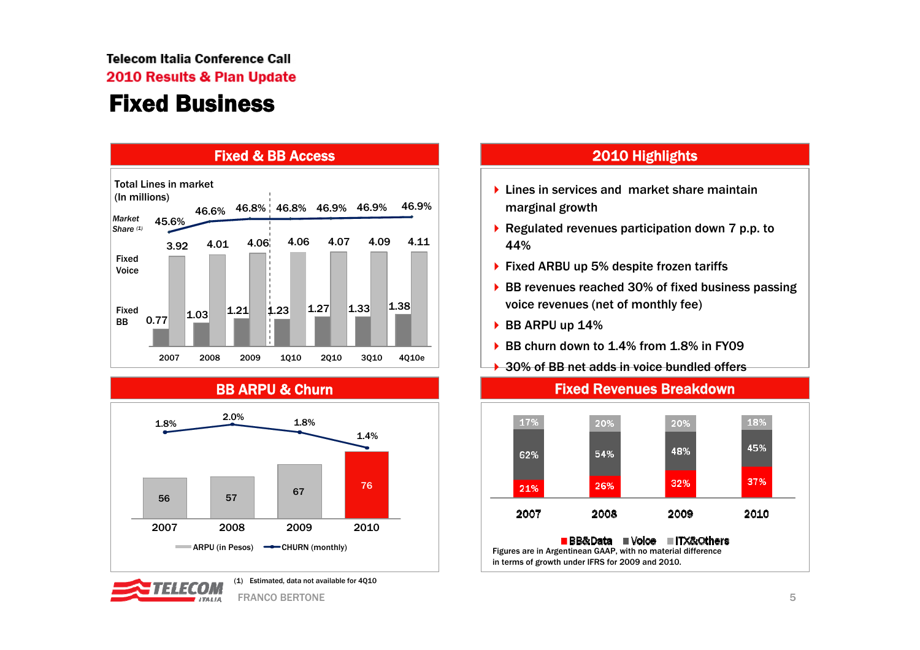# Fixed Business

## Fixed & BB Access

Total Lines in market (In millions)

| | 2007 | 2008 | 2009 | 1Q10 | 2Q10 | 3Q10 | 4Q10e |
|---|---|---|---|---|---|---|---|
| Market Share (1) | 45.6% | 46.6% | 46.8% | 46.8% | 46.9% | 46.9% | 46.9% |
| Fixed Voice | 3.92 | 4.01 | 4.06 | 4.06 | 4.07 | 4.09 | 4.11 |
| Fixed BB | 0.77 | 1.03 | 1.21 | 1.23 | 1.27 | 1.33 | 1.38 |

## 2010 Highlights

- Lines in services and market share maintain marginal growth
- Regulated revenues participation down 7 p.p. to 44%
- Fixed ARBU up 5% despite frozen tariffs
- BB revenues reached 30% of fixed business passing voice revenues (net of monthly fee)
- BB ARPU up 14%
- BB churn down to 1.4% from 1.8% in FY09
- 30% of BB net adds in voice bundled offers

## BB ARPU & Churn

| | 2007 | 2008 | 2009 | 2010 |
|---|---|---|---|---|
| ARPU (in Pesos) | 56 | 57 | 67 | 76 |
| CHURN (monthly) | 1.8% | 2.0% | 1.8% | 1.4% |

## Fixed Revenues Breakdown

| | 2007 | 2008 | 2009 | 2010 |
|---|---|---|---|---|
| BB&Data | 21% | 26% | 32% | 37% |
| Voice | 62% | 54% | 48% | 45% |
| ITX&Others | 17% | 20% | 20% | 18% |

Figures are in Argentinean GAAP, with no material difference in terms of growth under IFRS for 2009 and 2010.

(1) Estimated, data not available for 4Q10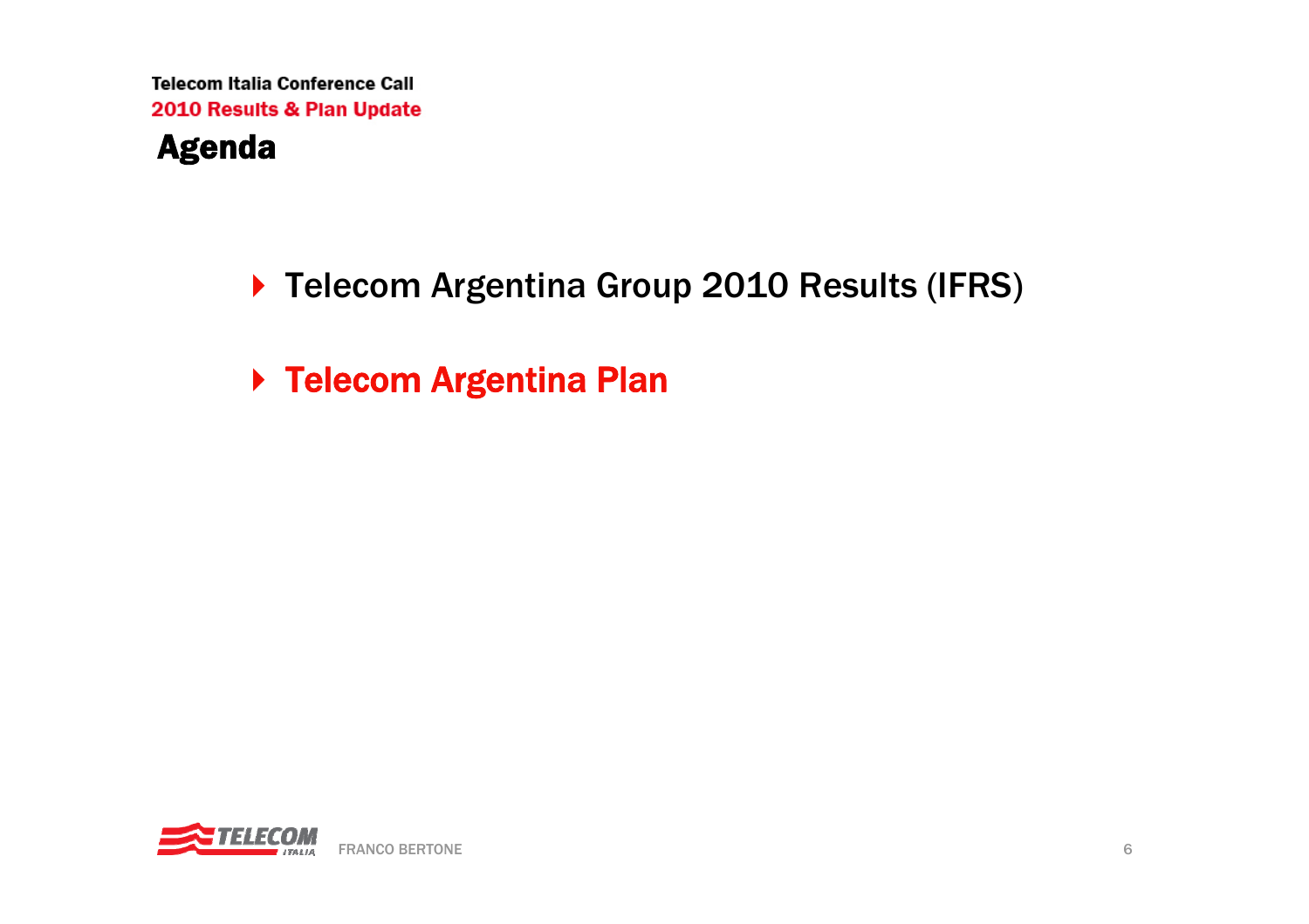# Agenda

- Telecom Argentina Group 2010 Results (IFRS)
- **Telecom Argentina Plan**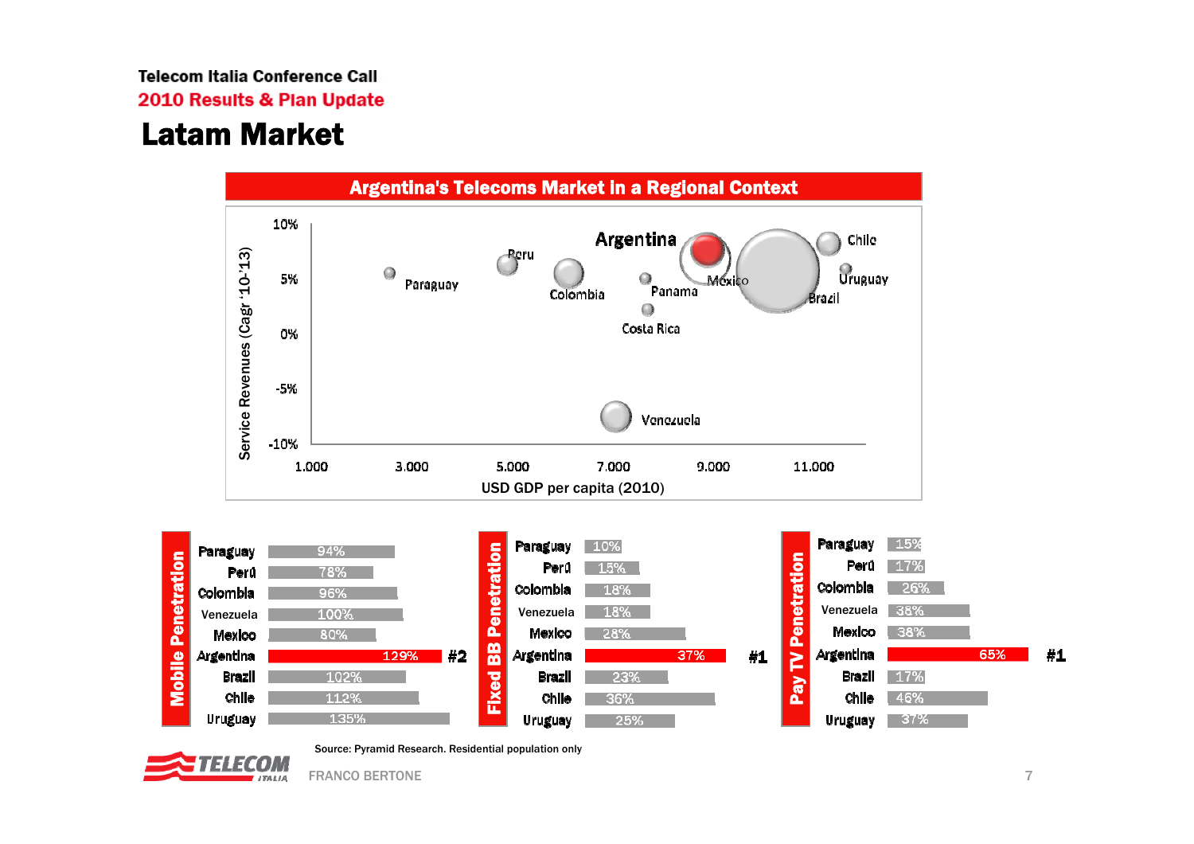Telecom Italia Conference Call
2010 Results & Plan Update

# Latam Market

## Argentina's Telecoms Market in a Regional Context

Service Revenues (Cagr '10-'13) vs USD GDP per capita (2010)

Y axis: 10%, 5%, 0%, -5%, -10%
X axis: 1.000, 3.000, 5.000, 7.000, 9.000, 11.000

Labels: Argentina, Paraguay, Peru, Colombia, Panama, Costa Rica, Mexico, Brazil, Chile, Uruguay, Venezuela

| Country | Mobile Penetration | Fixed BB Penetration | Pay TV Penetration |
|---|---|---|---|
| Paraguay | 94% | 10% | 15% |
| Perú | 78% | 15% | 17% |
| Colombia | 96% | 18% | 26% |
| Venezuela | 100% | 18% | 38% |
| Mexico | 80% | 28% | 38% |
| Argentina | 129% (#2) | 37% (#1) | 65% (#1) |
| Brazil | 102% | 23% | 17% |
| Chile | 112% | 36% | 46% |
| Uruguay | 135% | 25% | 37% |

Source: Pyramid Research. Residential population only

FRANCO BERTONE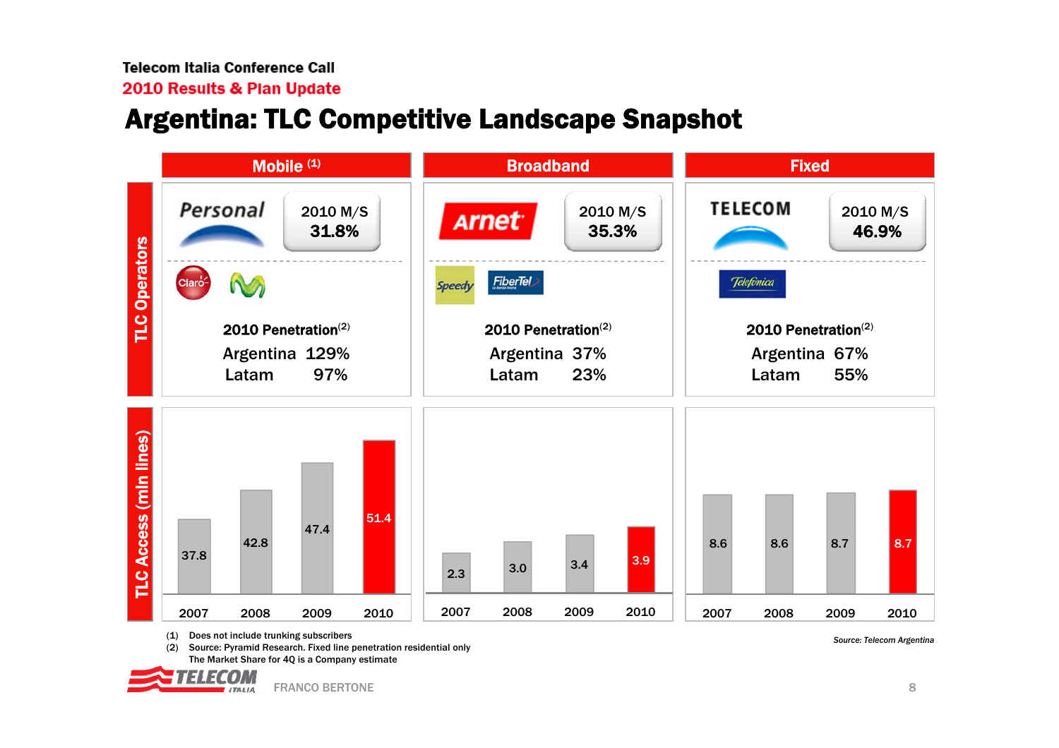Telecom Italia Conference Call

2010 Results & Plan Update

# Argentina: TLC Competitive Landscape Snapshot

## TLC Operators

| | Mobile [1] | Broadband | Fixed |
|---|---|---|---|
| Leading operator | Personal | Arnet | TELECOM |
| 2010 M/S | 31.8% | 35.3% | 46.9% |
| Competitors | Claro, Movistar | Speedy, FiberTel | Telefónica |
| 2010 Penetration[2] – Argentina | 129% | 37% | 67% |
| 2010 Penetration[2] – Latam | 97% | 23% | 55% |

## TLC Access (mln lines)

| | 2007 | 2008 | 2009 | 2010 |
|---|---|---|---|---|
| Mobile | 37.8 | 42.8 | 47.4 | 51.4 |
| Broadband | 2.3 | 3.0 | 3.4 | 3.9 |
| Fixed | 8.6 | 8.6 | 8.7 | 8.7 |

(1) Does not include trunking subscribers

(2) Source: Pyramid Research. Fixed line penetration residential only

The Market Share for 4Q is a Company estimate

*Source: Telecom Argentina*

FRANCO BERTONE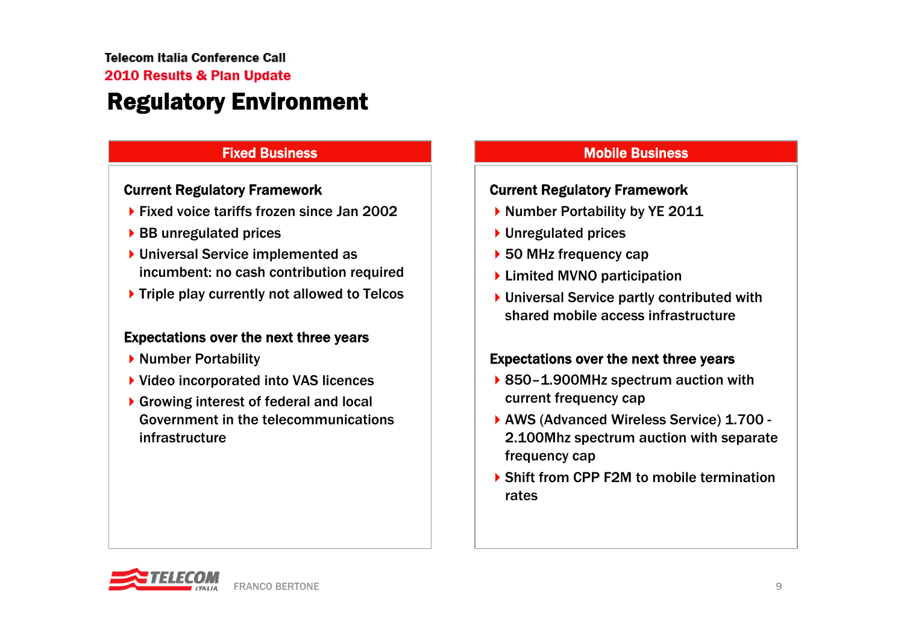Telecom Italia Conference Call

2010 Results & Plan Update

# Regulatory Environment

## Fixed Business

### Current Regulatory Framework

- Fixed voice tariffs frozen since Jan 2002
- BB unregulated prices
- Universal Service implemented as incumbent: no cash contribution required
- Triple play currently not allowed to Telcos

### Expectations over the next three years

- Number Portability
- Video incorporated into VAS licences
- Growing interest of federal and local Government in the telecommunications infrastructure

## Mobile Business

### Current Regulatory Framework

- Number Portability by YE 2011
- Unregulated prices
- 50 MHz frequency cap
- Limited MVNO participation
- Universal Service partly contributed with shared mobile access infrastructure

### Expectations over the next three years

- 850–1.900MHz spectrum auction with current frequency cap
- AWS (Advanced Wireless Service) 1.700 - 2.100Mhz spectrum auction with separate frequency cap
- Shift from CPP F2M to mobile termination rates

FRANCO BERTONE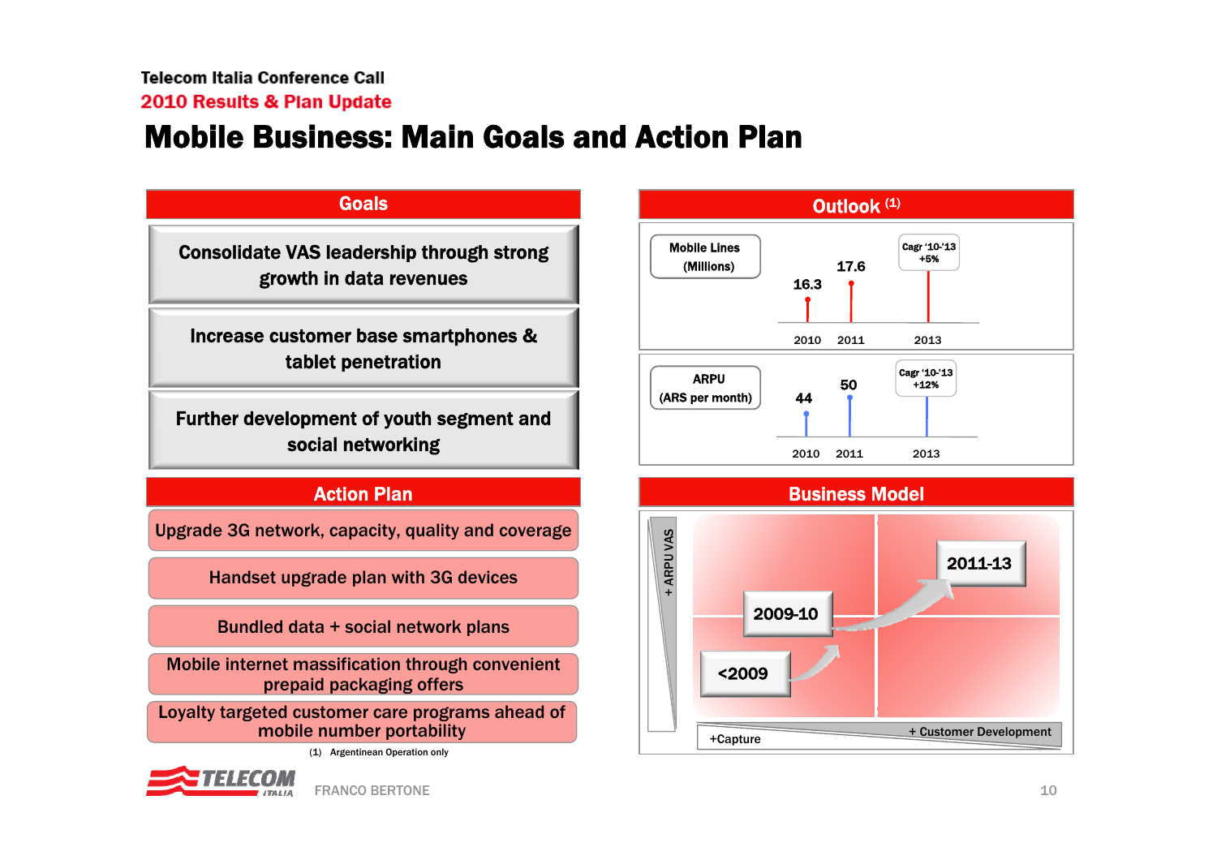Telecom Italia Conference Call

2010 Results & Plan Update

# Mobile Business: Main Goals and Action Plan

## Goals

- Consolidate VAS leadership through strong growth in data revenues
- Increase customer base smartphones & tablet penetration
- Further development of youth segment and social networking

## Action Plan

- Upgrade 3G network, capacity, quality and coverage
- Handset upgrade plan with 3G devices
- Bundled data + social network plans
- Mobile internet massification through convenient prepaid packaging offers
- Loyalty targeted customer care programs ahead of mobile number portability

## Outlook (1)

**Mobile Lines (Millions)**

| 2010 | 2011 | 2013 |
|---|---|---|
| 16.3 | 17.6 | Cagr '10-'13 +5% |

**ARPU (ARS per month)**

| 2010 | 2011 | 2013 |
|---|---|---|
| 44 | 50 | Cagr '10-'13 +12% |

## Business Model

+ ARPU VAS

<2009 → 2009-10 → 2011-13

+Capture — + Customer Development

(1) Argentinean Operation only

FRANCO BERTONE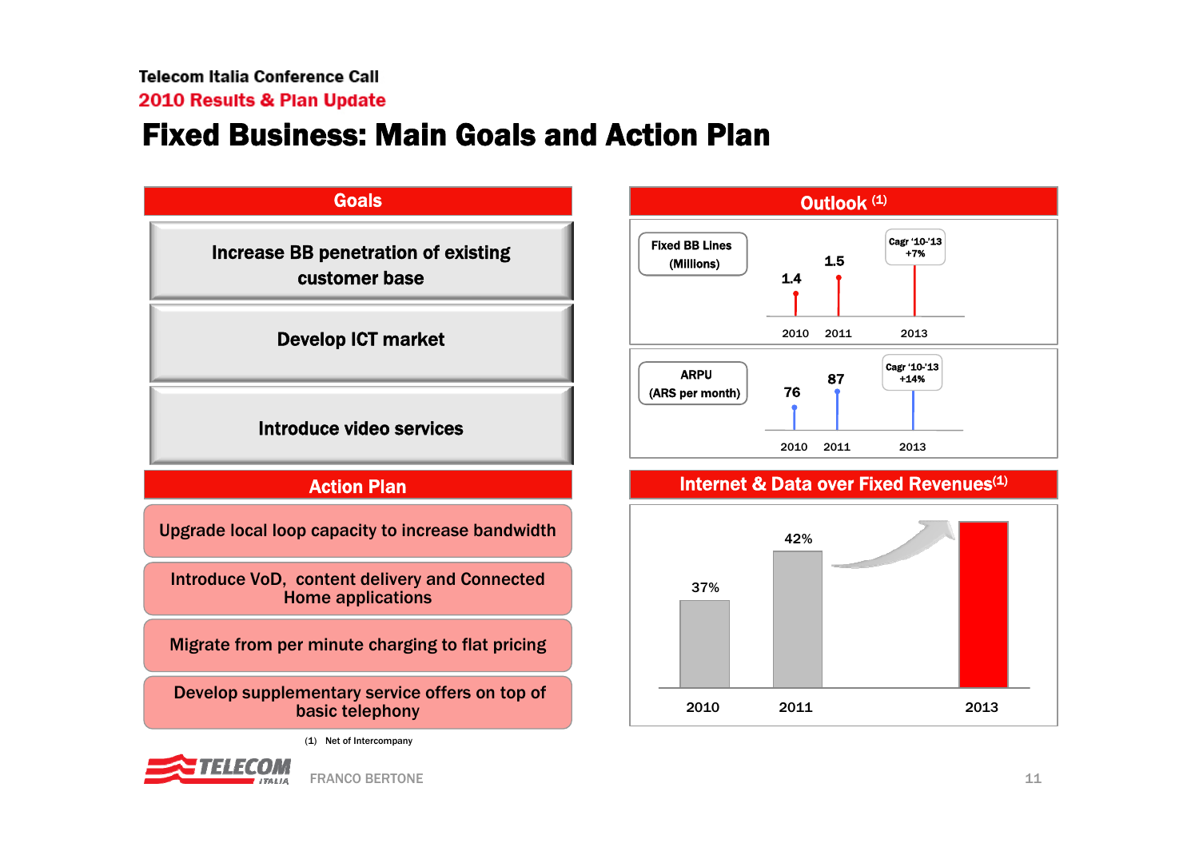Telecom Italia Conference Call

2010 Results & Plan Update

# Fixed Business: Main Goals and Action Plan

## Goals

- Increase BB penetration of existing customer base
- Develop ICT market
- Introduce video services

## Action Plan

- Upgrade local loop capacity to increase bandwidth
- Introduce VoD, content delivery and Connected Home applications
- Migrate from per minute charging to flat pricing
- Develop supplementary service offers on top of basic telephony

## Outlook [(1)]

**Fixed BB Lines (Millions)**

| 2010 | 2011 | 2013 |
|---|---|---|
| 1.4 | 1.5 | Cagr '10-'13 +7% |

**ARPU (ARS per month)**

| 2010 | 2011 | 2013 |
|---|---|---|
| 76 | 87 | Cagr '10-'13 +14% |

## Internet & Data over Fixed Revenues[(1)]

| 2010 | 2011 | 2013 |
|---|---|---|
| 37% | 42% | |

(1) Net of Intercompany

FRANCO BERTONE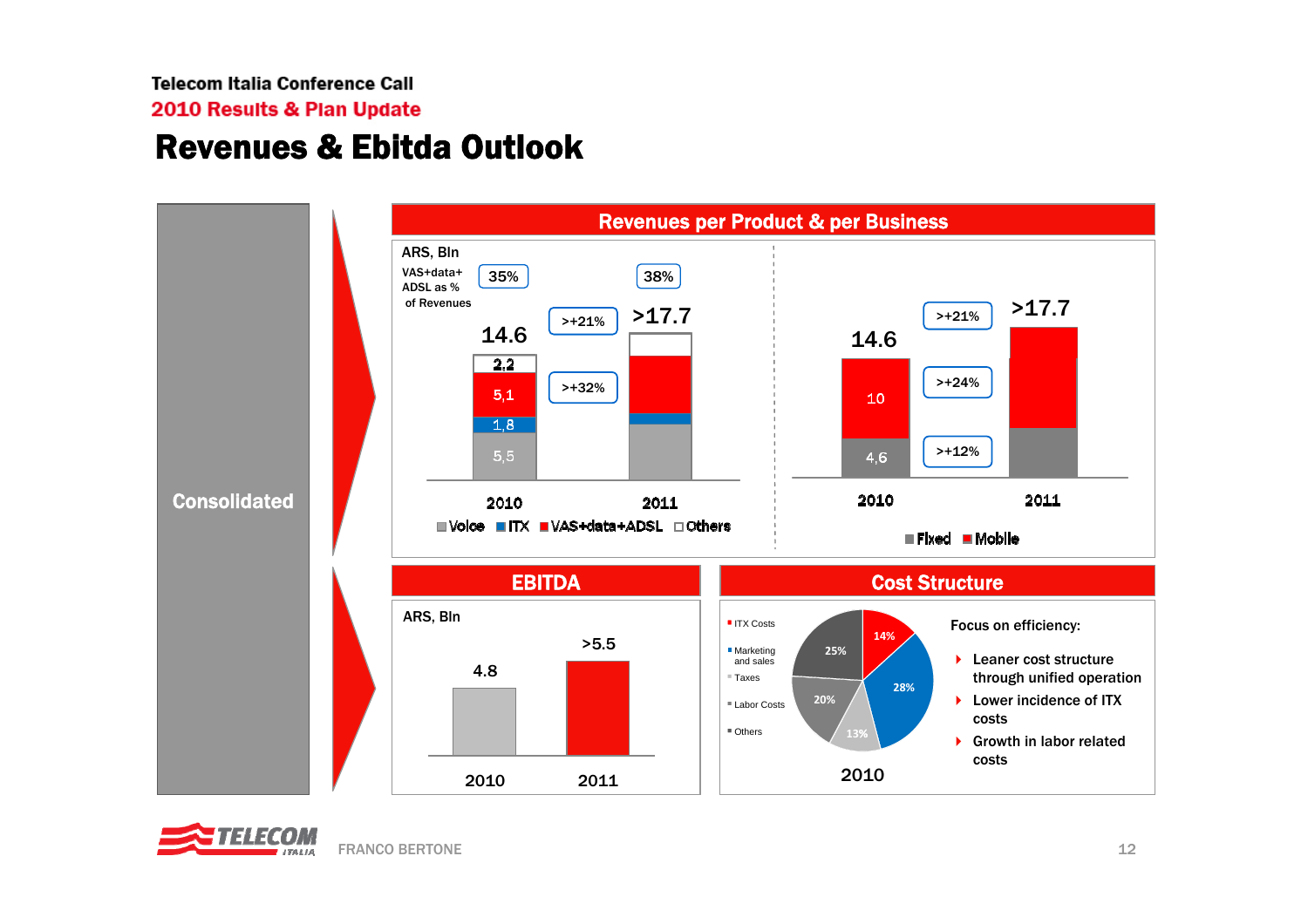Telecom Italia Conference Call

2010 Results & Plan Update

# Revenues & Ebitda Outlook

**Consolidated**

## Revenues per Product & per Business

ARS, Bln

VAS+data+ADSL as % of Revenues: 35% (2010), 38% (2011)

| | 2010 | 2011 |
|---|---|---|
| Voice | 5,5 | |
| ITX | 1,8 | |
| VAS+data+ADSL | 5,1 | >+32% |
| Others | 2,2 | |
| Total | 14.6 | >17.7 (>+21%) |

| | 2010 | 2011 |
|---|---|---|
| Fixed | 4,6 | >+12% |
| Mobile | 10 | >+24% |
| Total | 14.6 | >17.7 (>+21%) |

## EBITDA

ARS, Bln

| 2010 | 2011 |
|---|---|
| 4.8 | >5.5 |

## Cost Structure

2010

| | |
|---|---|
| ITX Costs | 14% |
| Marketing and sales | 28% |
| Taxes | 13% |
| Labor Costs | 20% |
| Others | 25% |

Focus on efficiency:

- Leaner cost structure through unified operation
- Lower incidence of ITX costs
- Growth in labor related costs

FRANCO BERTONE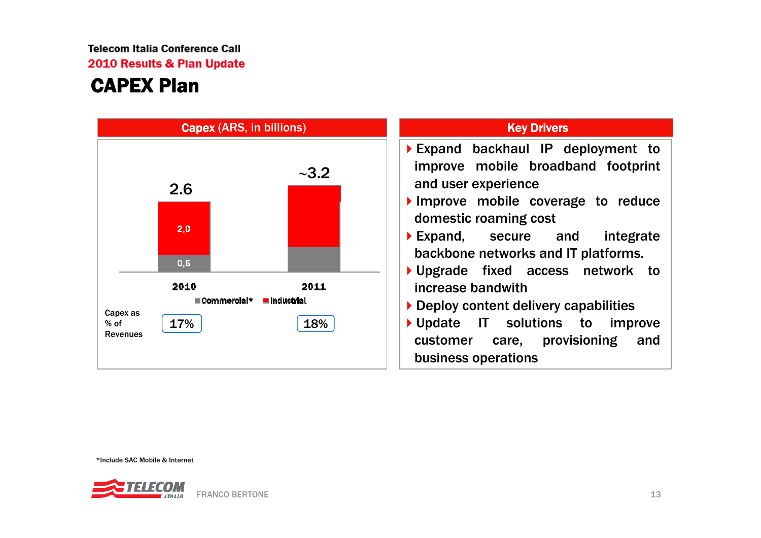Telecom Italia Conference Call

2010 Results & Plan Update

# CAPEX Plan

## Capex (ARS, in billions)

| | 2010 | 2011 |
|---|---|---|
| Industrial | 2,0 | |
| Commercial* | 0,6 | |
| Total | 2.6 | ~3.2 |
| Capex as % of Revenues | 17% | 18% |

## Key Drivers

- Expand backhaul IP deployment to improve mobile broadband footprint and user experience
- Improve mobile coverage to reduce domestic roaming cost
- Expand, secure and integrate backbone networks and IT platforms.
- Upgrade fixed access network to increase bandwidth
- Deploy content delivery capabilities
- Update IT solutions to improve customer care, provisioning and business operations

*Include SAC Mobile & Internet

FRANCO BERTONE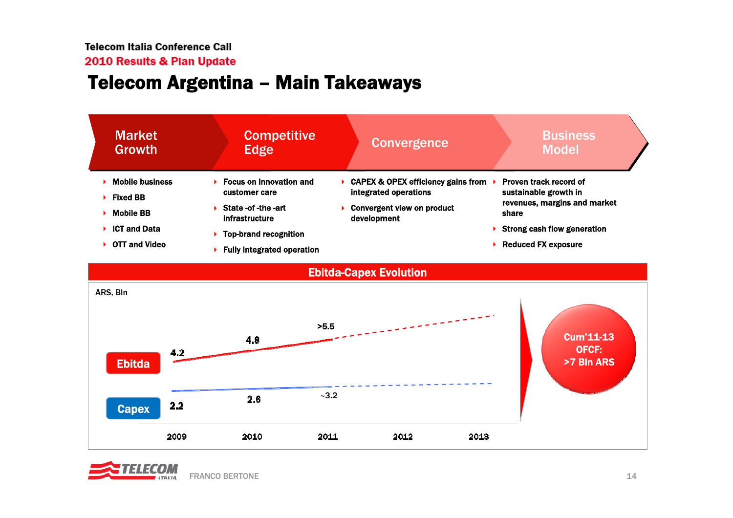# Telecom Argentina – Main Takeaways

## Market Growth

- Mobile business
- Fixed BB
- Mobile BB
- ICT and Data
- OTT and Video

## Competitive Edge

- Focus on innovation and customer care
- State -of -the -art infrastructure
- Top-brand recognition
- Fully integrated operation

## Convergence

- CAPEX & OPEX efficiency gains from integrated operations
- Convergent view on product development

## Business Model

- Proven track record of sustainable growth in revenues, margins and market share
- Strong cash flow generation
- Reduced FX exposure

## Ebitda-Capex Evolution

ARS, Bln

| | 2009 | 2010 | 2011 | 2012 | 2013 |
|---|---|---|---|---|---|
| Ebitda | 4.2 | 4.8 | >5.5 | | |
| Capex | 2.2 | 2.6 | ~3.2 | | |

Cum'11-13 OFCF: >7 Bln ARS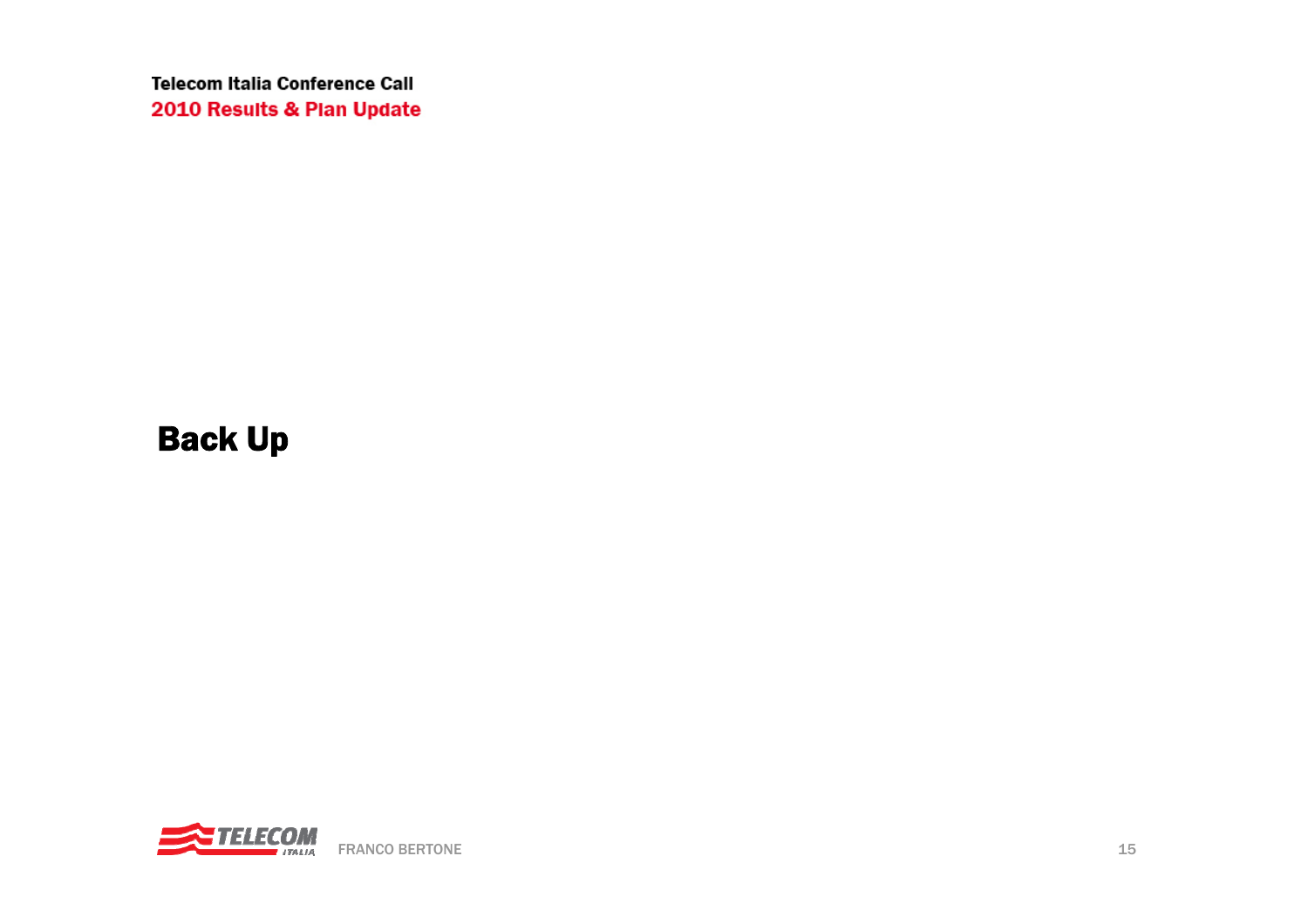# Back Up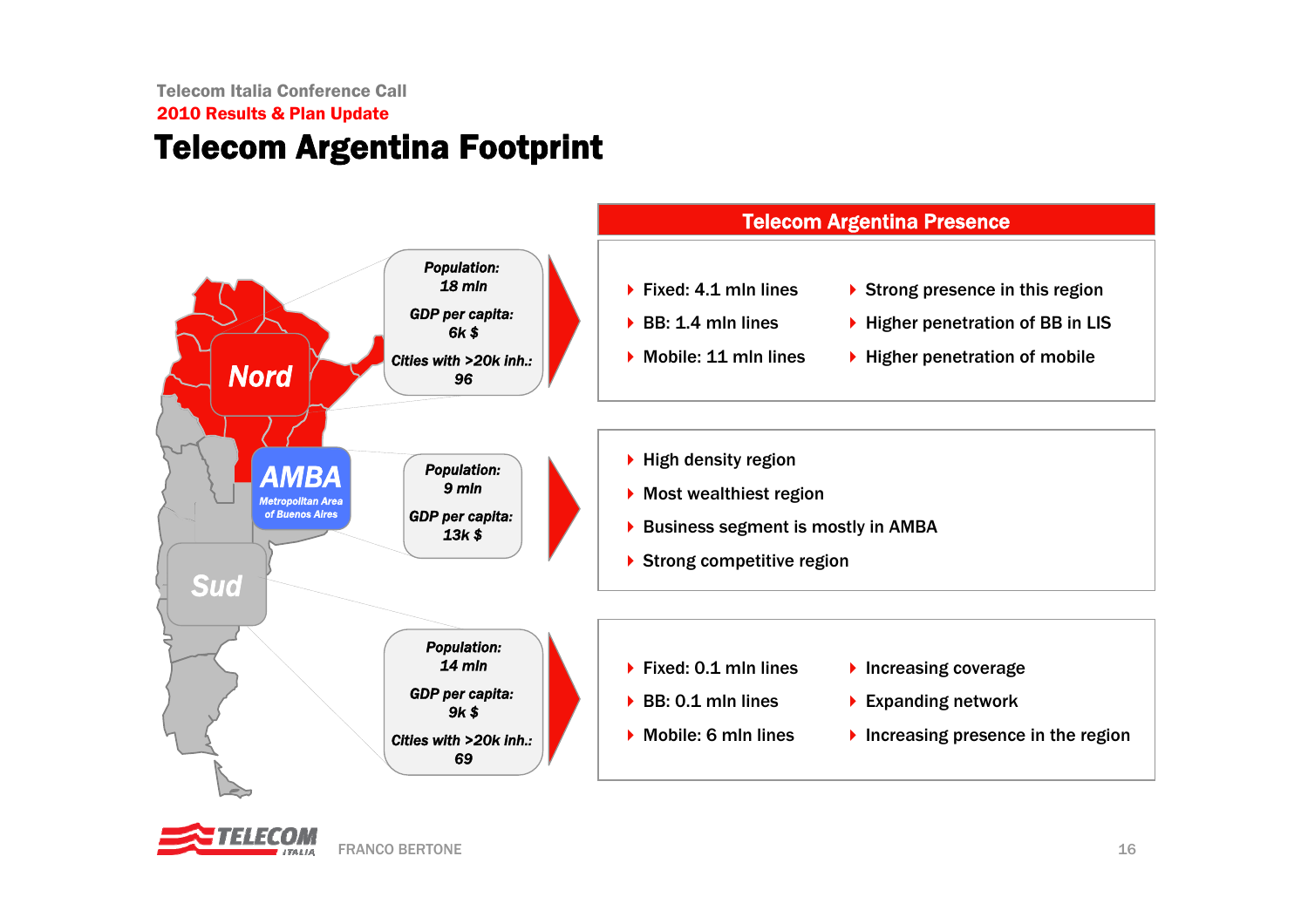# Telecom Argentina Footprint

## Telecom Argentina Presence

### Nord

*Population:* 18 mln
*GDP per capita:* 6k $
*Cities with >20k inh.:* 96

- Fixed: 4.1 mln lines
- BB: 1.4 mln lines
- Mobile: 11 mln lines
- Strong presence in this region
- Higher penetration of BB in LIS
- Higher penetration of mobile

### AMBA (Metropolitan Area of Buenos Aires)

*Population:* 9 mln
*GDP per capita:* 13k $

- High density region
- Most wealthiest region
- Business segment is mostly in AMBA
- Strong competitive region

### Sud

*Population:* 14 mln
*GDP per capita:* 9k $
*Cities with >20k inh.:* 69

- Fixed: 0.1 mln lines
- BB: 0.1 mln lines
- Mobile: 6 mln lines
- Increasing coverage
- Expanding network
- Increasing presence in the region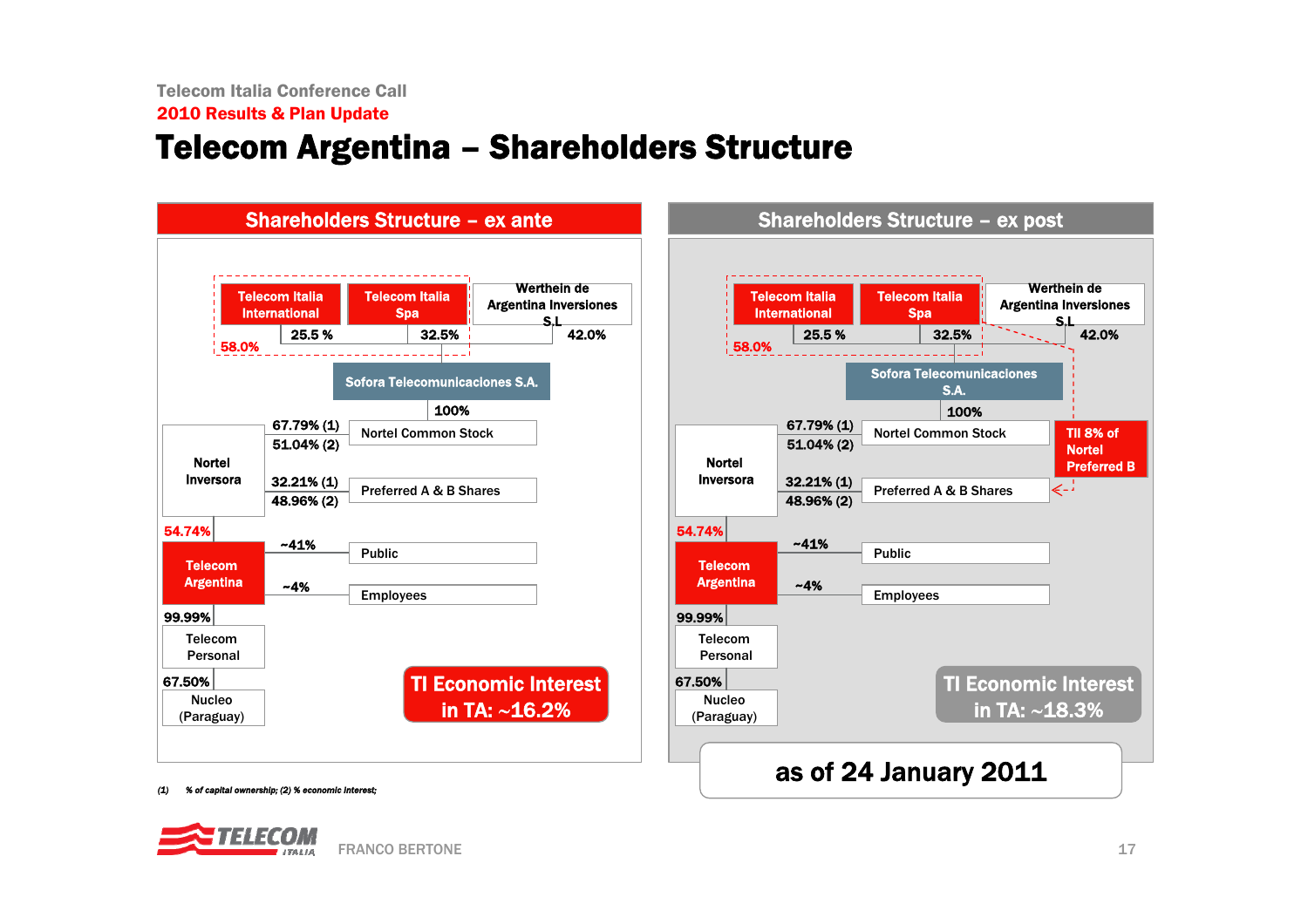Telecom Italia Conference Call

2010 Results & Plan Update

# Telecom Argentina – Shareholders Structure

## Shareholders Structure – ex ante

Telecom Italia International
Telecom Italia Spa
Werthein de Argentina Inversiones S.L
25.5 %
32.5%
42.0%
58.0%
Sofora Telecomunicaciones S.A.
100%
Nortel Inversora
67.79% (1)
51.04% (2)
Nortel Common Stock
32.21% (1)
48.96% (2)
Preferred A & B Shares
54.74%
Telecom Argentina
~41%
Public
~4%
Employees
99.99%
Telecom Personal
67.50%
Nucleo (Paraguay)

**TI Economic Interest in TA: ~16.2%**

## Shareholders Structure – ex post

Telecom Italia International
Telecom Italia Spa
Werthein de Argentina Inversiones S.L
25.5 %
32.5%
42.0%
58.0%
Sofora Telecomunicaciones S.A.
100%
Nortel Inversora
67.79% (1)
51.04% (2)
Nortel Common Stock
TII 8% of Nortel Preferred B
32.21% (1)
48.96% (2)
Preferred A & B Shares
54.74%
Telecom Argentina
~41%
Public
~4%
Employees
99.99%
Telecom Personal
67.50%
Nucleo (Paraguay)

**TI Economic Interest in TA: ~18.3%**

**as of 24 January 2011**

*(1) % of capital ownership; (2) % economic interest;*

FRANCO BERTONE